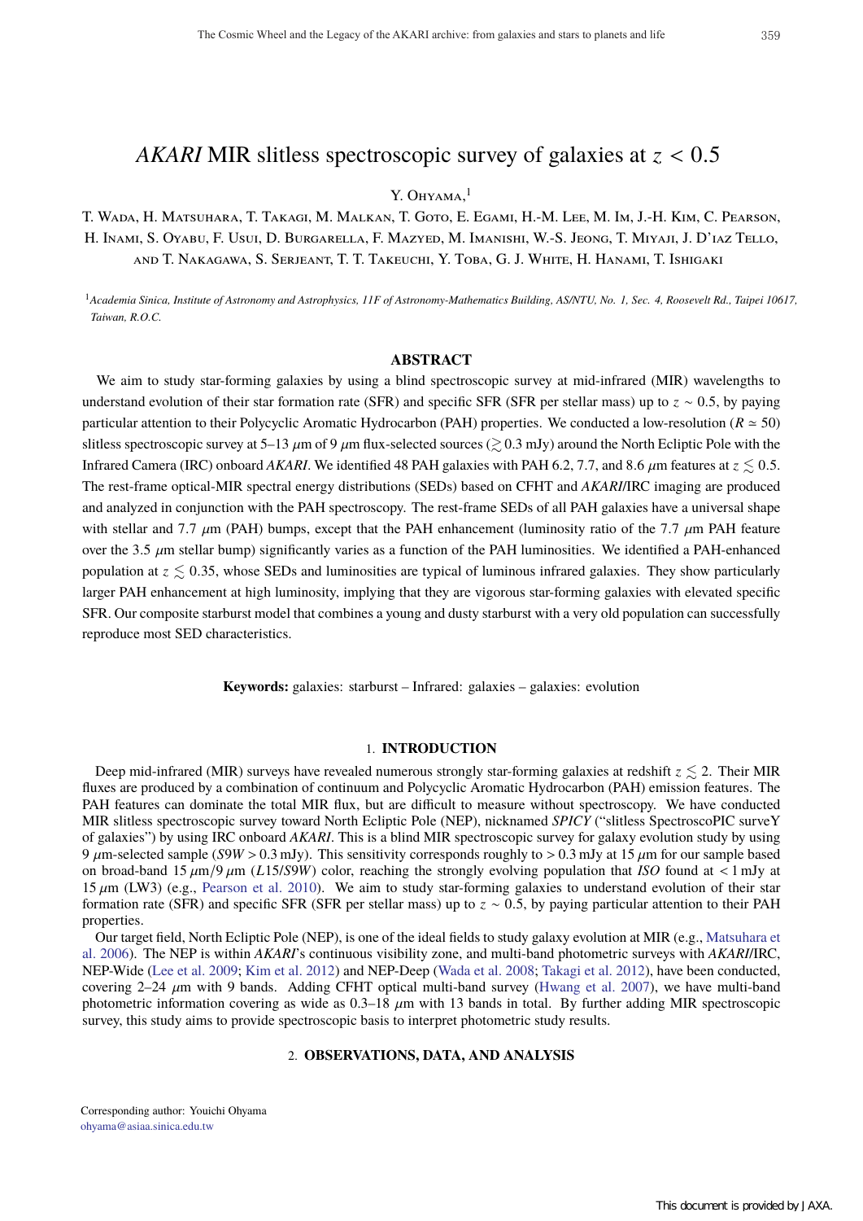# *AKARI* MIR slitless spectroscopic survey of galaxies at $z < 0.5$

Y. Ohyama,[1]

T. Wada, H. Matsuhara, T. Takagi, M. Malkan, T. Goto, E. Egami, H.-M. Lee, M. Im, J.-H. Kim, C. Pearson, H. Inami, S. Oyabu, F. Usui, D. Burgarella, F. Mazyed, M. Imanishi, W.-S. Jeong, T. Miyaji, J. D'iaz Tello, and T. Nakagawa, S. Serjeant, T. T. Takeuchi, Y. Toba, G. J. White, H. Hanami, T. Ishigaki

[1] *Academia Sinica, Institute of Astronomy and Astrophysics, 11F of Astronomy-Mathematics Building, AS/NTU, No. 1, Sec. 4, Roosevelt Rd., Taipei 10617, Taiwan, R.O.C.*

## ABSTRACT

We aim to study star-forming galaxies by using a blind spectroscopic survey at mid-infrared (MIR) wavelengths to understand evolution of their star formation rate (SFR) and specific SFR (SFR per stellar mass) up to $z \sim 0.5$, by paying particular attention to their Polycyclic Aromatic Hydrocarbon (PAH) properties. We conducted a low-resolution ($R \simeq 50$) slitless spectroscopic survey at 5–13 $\mu$m of 9 $\mu$m flux-selected sources ($\gtrsim 0.3$ mJy) around the North Ecliptic Pole with the Infrared Camera (IRC) onboard *AKARI*. We identified 48 PAH galaxies with PAH 6.2, 7.7, and 8.6 $\mu$m features at $z \lesssim 0.5$. The rest-frame optical-MIR spectral energy distributions (SEDs) based on CFHT and *AKARI*/IRC imaging are produced and analyzed in conjunction with the PAH spectroscopy. The rest-frame SEDs of all PAH galaxies have a universal shape with stellar and 7.7 $\mu$m (PAH) bumps, except that the PAH enhancement (luminosity ratio of the 7.7 $\mu$m PAH feature over the 3.5 $\mu$m stellar bump) significantly varies as a function of the PAH luminosities. We identified a PAH-enhanced population at $z \lesssim 0.35$, whose SEDs and luminosities are typical of luminous infrared galaxies. They show particularly larger PAH enhancement at high luminosity, implying that they are vigorous star-forming galaxies with elevated specific SFR. Our composite starburst model that combines a young and dusty starburst with a very old population can successfully reproduce most SED characteristics.

**Keywords:** galaxies: starburst – Infrared: galaxies – galaxies: evolution

## 1. INTRODUCTION

Deep mid-infrared (MIR) surveys have revealed numerous strongly star-forming galaxies at redshift $z \lesssim 2$. Their MIR fluxes are produced by a combination of continuum and Polycyclic Aromatic Hydrocarbon (PAH) emission features. The PAH features can dominate the total MIR flux, but are difficult to measure without spectroscopy. We have conducted MIR slitless spectroscopic survey toward North Ecliptic Pole (NEP), nicknamed *SPICY* ("slitless SpectroscoPIC surveY of galaxies") by using IRC onboard *AKARI*. This is a blind MIR spectroscopic survey for galaxy evolution study by using 9 $\mu$m-selected sample ($S9W > 0.3$ mJy). This sensitivity corresponds roughly to $> 0.3$ mJy at 15 $\mu$m for our sample based on broad-band 15 $\mu$m/9 $\mu$m ($L15/S9W$) color, reaching the strongly evolving population that *ISO* found at $< 1$ mJy at 15 $\mu$m (LW3) (e.g., Pearson et al. 2010). We aim to study star-forming galaxies to understand evolution of their star formation rate (SFR) and specific SFR (SFR per stellar mass) up to $z \sim 0.5$, by paying particular attention to their PAH properties.

Our target field, North Ecliptic Pole (NEP), is one of the ideal fields to study galaxy evolution at MIR (e.g., Matsuhara et al. 2006). The NEP is within *AKARI*'s continuous visibility zone, and multi-band photometric surveys with *AKARI*/IRC, NEP-Wide (Lee et al. 2009; Kim et al. 2012) and NEP-Deep (Wada et al. 2008; Takagi et al. 2012), have been conducted, covering 2–24 $\mu$m with 9 bands. Adding CFHT optical multi-band survey (Hwang et al. 2007), we have multi-band photometric information covering as wide as 0.3–18 $\mu$m with 13 bands in total. By further adding MIR spectroscopic survey, this study aims to provide spectroscopic basis to interpret photometric study results.

## 2. OBSERVATIONS, DATA, AND ANALYSIS

Corresponding author: Youichi Ohyama
ohyama@asiaa.sinica.edu.tw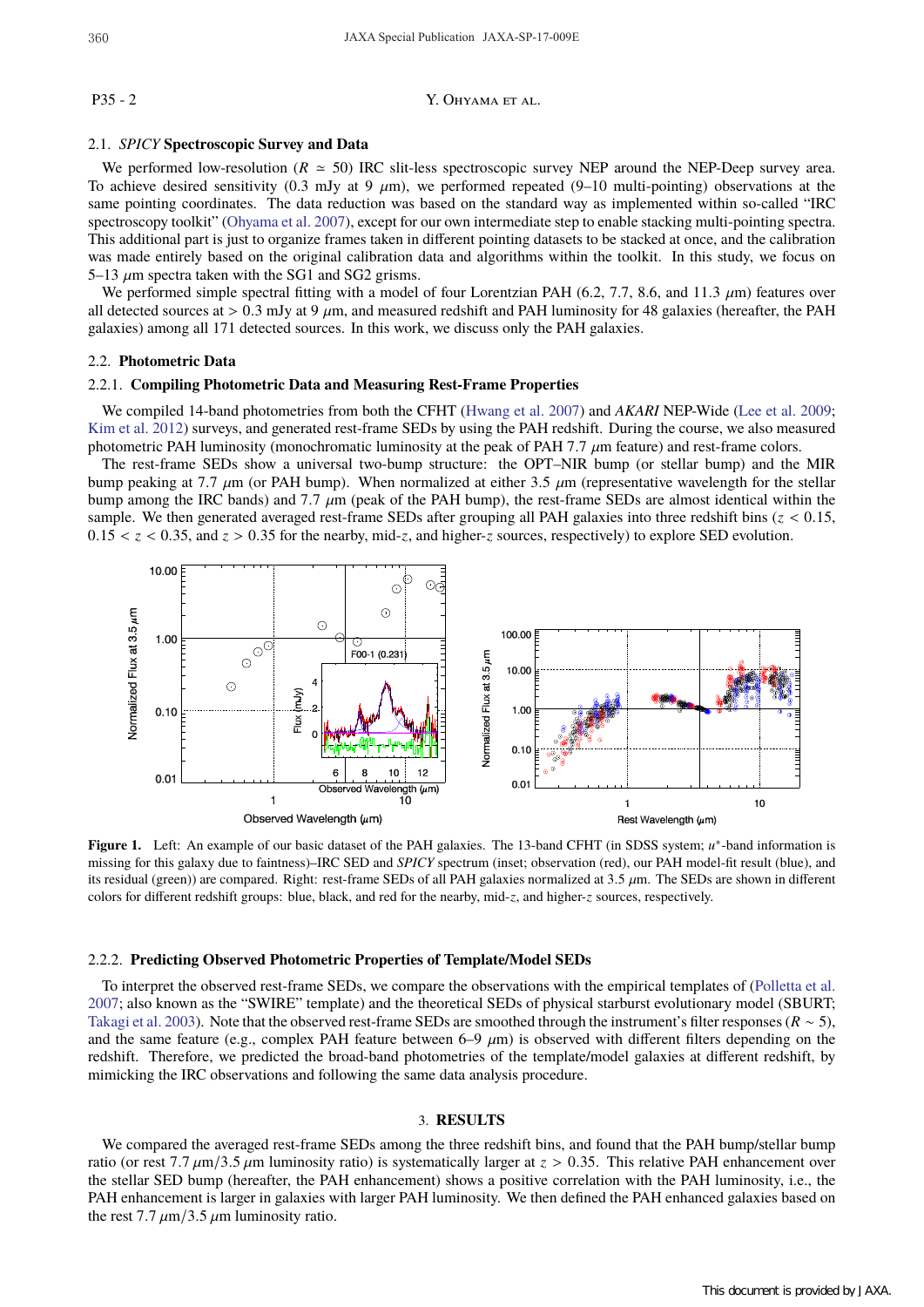### 2.1. *SPICY* Spectroscopic Survey and Data

We performed low-resolution ($R \simeq 50$) IRC slit-less spectroscopic survey NEP around the NEP-Deep survey area. To achieve desired sensitivity (0.3 mJy at 9 $\mu$m), we performed repeated (9–10 multi-pointing) observations at the same pointing coordinates. The data reduction was based on the standard way as implemented within so-called "IRC spectroscopy toolkit" (Ohyama et al. 2007), except for our own intermediate step to enable stacking multi-pointing spectra. This additional part is just to organize frames taken in different pointing datasets to be stacked at once, and the calibration was made entirely based on the original calibration data and algorithms within the toolkit. In this study, we focus on 5–13 $\mu$m spectra taken with the SG1 and SG2 grisms.

We performed simple spectral fitting with a model of four Lorentzian PAH (6.2, 7.7, 8.6, and 11.3 $\mu$m) features over all detected sources at $> 0.3$ mJy at 9 $\mu$m, and measured redshift and PAH luminosity for 48 galaxies (hereafter, the PAH galaxies) among all 171 detected sources. In this work, we discuss only the PAH galaxies.

### 2.2. Photometric Data

#### 2.2.1. Compiling Photometric Data and Measuring Rest-Frame Properties

We compiled 14-band photometries from both the CFHT (Hwang et al. 2007) and *AKARI* NEP-Wide (Lee et al. 2009; Kim et al. 2012) surveys, and generated rest-frame SEDs by using the PAH redshift. During the course, we also measured photometric PAH luminosity (monochromatic luminosity at the peak of PAH 7.7 $\mu$m feature) and rest-frame colors.

The rest-frame SEDs show a universal two-bump structure: the OPT–NIR bump (or stellar bump) and the MIR bump peaking at 7.7 $\mu$m (or PAH bump). When normalized at either 3.5 $\mu$m (representative wavelength for the stellar bump among the IRC bands) and 7.7 $\mu$m (peak of the PAH bump), the rest-frame SEDs are almost identical within the sample. We then generated averaged rest-frame SEDs after grouping all PAH galaxies into three redshift bins ($z < 0.15$, $0.15 < z < 0.35$, and $z > 0.35$ for the nearby, mid-$z$, and higher-$z$ sources, respectively) to explore SED evolution.

**Figure 1.** Left: An example of our basic dataset of the PAH galaxies. The 13-band CFHT (in SDSS system; $u^*$-band information is missing for this galaxy due to faintness)–IRC SED and *SPICY* spectrum (inset; observation (red), our PAH model-fit result (blue), and its residual (green)) are compared. Right: rest-frame SEDs of all PAH galaxies normalized at 3.5 $\mu$m. The SEDs are shown in different colors for different redshift groups: blue, black, and red for the nearby, mid-$z$, and higher-$z$ sources, respectively.

#### 2.2.2. Predicting Observed Photometric Properties of Template/Model SEDs

To interpret the observed rest-frame SEDs, we compare the observations with the empirical templates of (Polletta et al. 2007; also known as the "SWIRE" template) and the theoretical SEDs of physical starburst evolutionary model (SBURT; Takagi et al. 2003). Note that the observed rest-frame SEDs are smoothed through the instrument's filter responses ($R \sim 5$), and the same feature (e.g., complex PAH feature between 6–9 $\mu$m) is observed with different filters depending on the redshift. Therefore, we predicted the broad-band photometries of the template/model galaxies at different redshift, by mimicking the IRC observations and following the same data analysis procedure.

## 3. RESULTS

We compared the averaged rest-frame SEDs among the three redshift bins, and found that the PAH bump/stellar bump ratio (or rest 7.7 $\mu$m/3.5 $\mu$m luminosity ratio) is systematically larger at $z > 0.35$. This relative PAH enhancement over the stellar SED bump (hereafter, the PAH enhancement) shows a positive correlation with the PAH luminosity, i.e., the PAH enhancement is larger in galaxies with larger PAH luminosity. We then defined the PAH enhanced galaxies based on the rest 7.7 $\mu$m/3.5 $\mu$m luminosity ratio.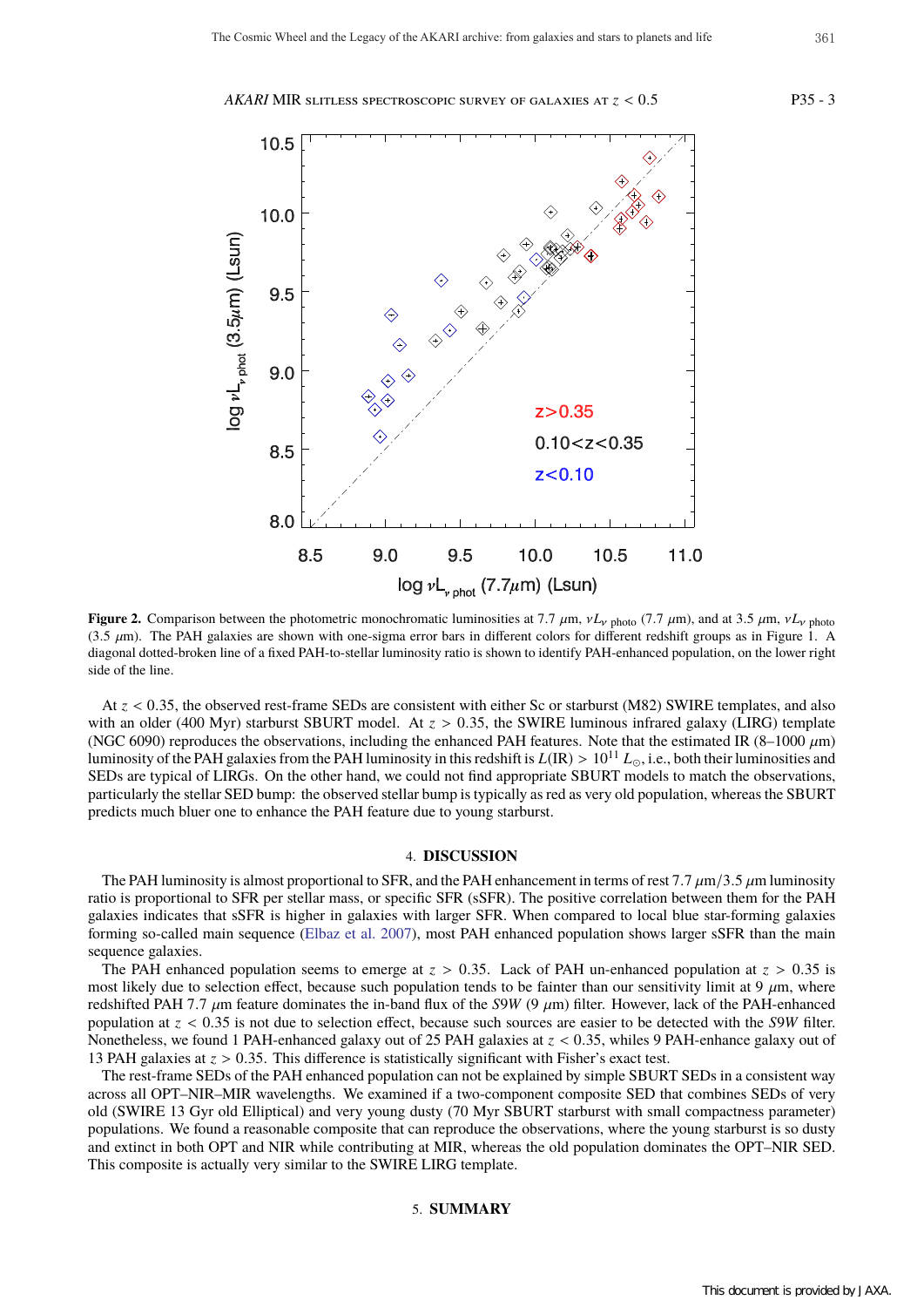**Figure 2.** Comparison between the photometric monochromatic luminosities at 7.7 $\mu$m, $\nu L_{\nu\ \mathrm{photo}}$ (7.7 $\mu$m), and at 3.5 $\mu$m, $\nu L_{\nu\ \mathrm{photo}}$ (3.5 $\mu$m). The PAH galaxies are shown with one-sigma error bars in different colors for different redshift groups as in Figure 1. A diagonal dotted-broken line of a fixed PAH-to-stellar luminosity ratio is shown to identify PAH-enhanced population, on the lower right side of the line.

At $z < 0.35$, the observed rest-frame SEDs are consistent with either Sc or starburst (M82) SWIRE templates, and also with an older (400 Myr) starburst SBURT model. At $z > 0.35$, the SWIRE luminous infrared galaxy (LIRG) template (NGC 6090) reproduces the observations, including the enhanced PAH features. Note that the estimated IR (8–1000 $\mu$m) luminosity of the PAH galaxies from the PAH luminosity in this redshift is $L(\mathrm{IR}) > 10^{11}\ L_{\odot}$, i.e., both their luminosities and SEDs are typical of LIRGs. On the other hand, we could not find appropriate SBURT models to match the observations, particularly the stellar SED bump: the observed stellar bump is typically as red as very old population, whereas the SBURT predicts much bluer one to enhance the PAH feature due to young starburst.

## 4. DISCUSSION

The PAH luminosity is almost proportional to SFR, and the PAH enhancement in terms of rest 7.7 $\mu$m/3.5 $\mu$m luminosity ratio is proportional to SFR per stellar mass, or specific SFR (sSFR). The positive correlation between them for the PAH galaxies indicates that sSFR is higher in galaxies with larger SFR. When compared to local blue star-forming galaxies forming so-called main sequence (Elbaz et al. 2007), most PAH enhanced population shows larger sSFR than the main sequence galaxies.

The PAH enhanced population seems to emerge at $z > 0.35$. Lack of PAH un-enhanced population at $z > 0.35$ is most likely due to selection effect, because such population tends to be fainter than our sensitivity limit at 9 $\mu$m, where redshifted PAH 7.7 $\mu$m feature dominates the in-band flux of the *S9W* (9 $\mu$m) filter. However, lack of the PAH-enhanced population at $z < 0.35$ is not due to selection effect, because such sources are easier to be detected with the *S9W* filter. Nonetheless, we found 1 PAH-enhanced galaxy out of 25 PAH galaxies at $z < 0.35$, whiles 9 PAH-enhance galaxy out of 13 PAH galaxies at $z > 0.35$. This difference is statistically significant with Fisher's exact test.

The rest-frame SEDs of the PAH enhanced population can not be explained by simple SBURT SEDs in a consistent way across all OPT–NIR–MIR wavelengths. We examined if a two-component composite SED that combines SEDs of very old (SWIRE 13 Gyr old Elliptical) and very young dusty (70 Myr SBURT starburst with small compactness parameter) populations. We found a reasonable composite that can reproduce the observations, where the young starburst is so dusty and extinct in both OPT and NIR while contributing at MIR, whereas the old population dominates the OPT–NIR SED. This composite is actually very similar to the SWIRE LIRG template.

## 5. SUMMARY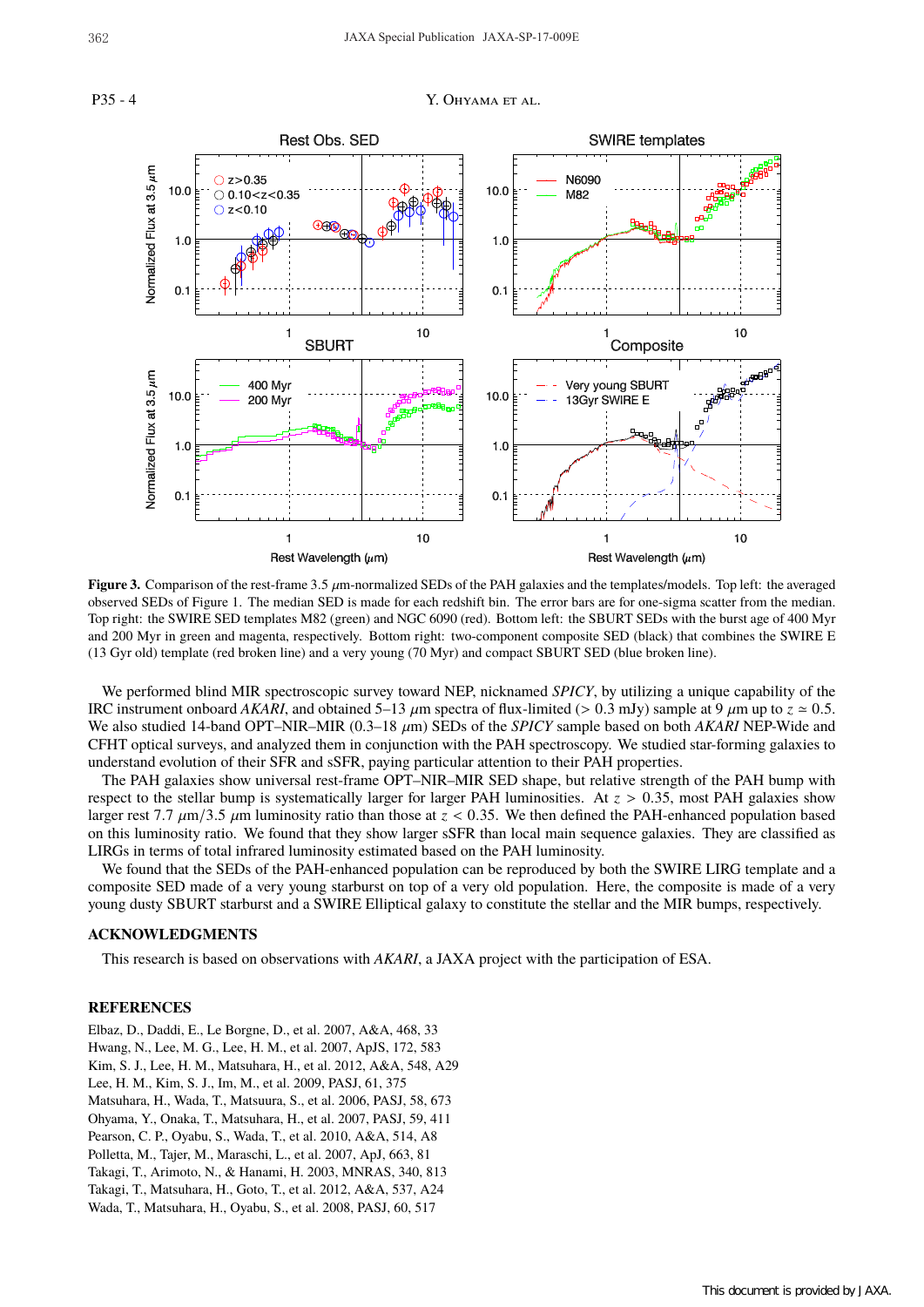Rest Obs. SED

Normalized Flux at 3.5 μm

10.0

1.0

0.1

z>0.35
0.10<z<0.35
z<0.10

1
10

SWIRE templates

10.0

1.0

0.1

N6090
M82

1
10

SBURT

Normalized Flux at 3.5 μm

10.0

1.0

0.1

400 Myr
200 Myr

1
10

Rest Wavelength (μm)

Composite

10.0

1.0

0.1

Very young SBURT
13Gyr SWIRE E

1
10

Rest Wavelength (μm)

**Figure 3.** Comparison of the rest-frame 3.5 $\mu$m-normalized SEDs of the PAH galaxies and the templates/models. Top left: the averaged observed SEDs of Figure 1. The median SED is made for each redshift bin. The error bars are for one-sigma scatter from the median. Top right: the SWIRE SED templates M82 (green) and NGC 6090 (red). Bottom left: the SBURT SEDs with the burst age of 400 Myr and 200 Myr in green and magenta, respectively. Bottom right: two-component composite SED (black) that combines the SWIRE E (13 Gyr old) template (red broken line) and a very young (70 Myr) and compact SBURT SED (blue broken line).

We performed blind MIR spectroscopic survey toward NEP, nicknamed *SPICY*, by utilizing a unique capability of the IRC instrument onboard *AKARI*, and obtained 5–13 $\mu$m spectra of flux-limited ($> 0.3$ mJy) sample at 9 $\mu$m up to $z \simeq 0.5$. We also studied 14-band OPT–NIR–MIR (0.3–18 $\mu$m) SEDs of the *SPICY* sample based on both *AKARI* NEP-Wide and CFHT optical surveys, and analyzed them in conjunction with the PAH spectroscopy. We studied star-forming galaxies to understand evolution of their SFR and sSFR, paying particular attention to their PAH properties.

The PAH galaxies show universal rest-frame OPT–NIR–MIR SED shape, but relative strength of the PAH bump with respect to the stellar bump is systematically larger for larger PAH luminosities. At $z > 0.35$, most PAH galaxies show larger rest 7.7 $\mu$m/3.5 $\mu$m luminosity ratio than those at $z < 0.35$. We then defined the PAH-enhanced population based on this luminosity ratio. We found that they show larger sSFR than local main sequence galaxies. They are classified as LIRGs in terms of total infrared luminosity estimated based on the PAH luminosity.

We found that the SEDs of the PAH-enhanced population can be reproduced by both the SWIRE LIRG template and a composite SED made of a very young starburst on top of a very old population. Here, the composite is made of a very young dusty SBURT starburst and a SWIRE Elliptical galaxy to constitute the stellar and the MIR bumps, respectively.

## ACKNOWLEDGMENTS

This research is based on observations with *AKARI*, a JAXA project with the participation of ESA.

## REFERENCES

Elbaz, D., Daddi, E., Le Borgne, D., et al. 2007, A&A, 468, 33
Hwang, N., Lee, M. G., Lee, H. M., et al. 2007, ApJS, 172, 583
Kim, S. J., Lee, H. M., Matsuhara, H., et al. 2012, A&A, 548, A29
Lee, H. M., Kim, S. J., Im, M., et al. 2009, PASJ, 61, 375
Matsuhara, H., Wada, T., Matsuura, S., et al. 2006, PASJ, 58, 673
Ohyama, Y., Onaka, T., Matsuhara, H., et al. 2007, PASJ, 59, 411
Pearson, C. P., Oyabu, S., Wada, T., et al. 2010, A&A, 514, A8
Polletta, M., Tajer, M., Maraschi, L., et al. 2007, ApJ, 663, 81
Takagi, T., Arimoto, N., & Hanami, H. 2003, MNRAS, 340, 813
Takagi, T., Matsuhara, H., Goto, T., et al. 2012, A&A, 537, A24
Wada, T., Matsuhara, H., Oyabu, S., et al. 2008, PASJ, 60, 517